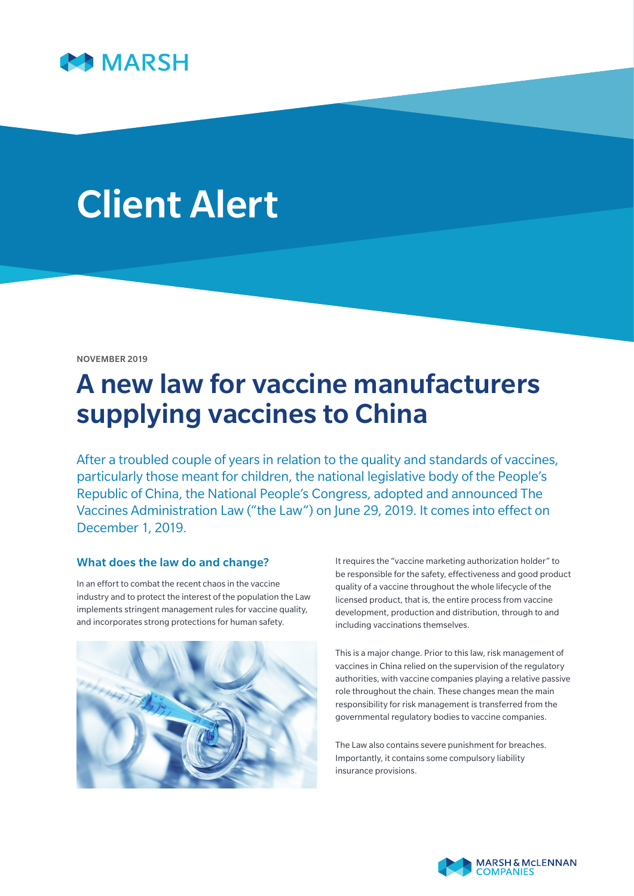MARSH

# Client Alert

NOVEMBER 2019

# A new law for vaccine manufacturers supplying vaccines to China

After a troubled couple of years in relation to the quality and standards of vaccines, particularly those meant for children, the national legislative body of the People's Republic of China, the National People's Congress, adopted and announced The Vaccines Administration Law ("the Law") on June 29, 2019. It comes into effect on December 1, 2019.

## What does the law do and change?

In an effort to combat the recent chaos in the vaccine industry and to protect the interest of the population the Law implements stringent management rules for vaccine quality, and incorporates strong protections for human safety.

It requires the "vaccine marketing authorization holder" to be responsible for the safety, effectiveness and good product quality of a vaccine throughout the whole lifecycle of the licensed product, that is, the entire process from vaccine development, production and distribution, through to and including vaccinations themselves.

This is a major change. Prior to this law, risk management of vaccines in China relied on the supervision of the regulatory authorities, with vaccine companies playing a relative passive role throughout the chain. These changes mean the main responsibility for risk management is transferred from the governmental regulatory bodies to vaccine companies.

The Law also contains severe punishment for breaches. Importantly, it contains some compulsory liability insurance provisions.

MARSH & McLENNAN COMPANIES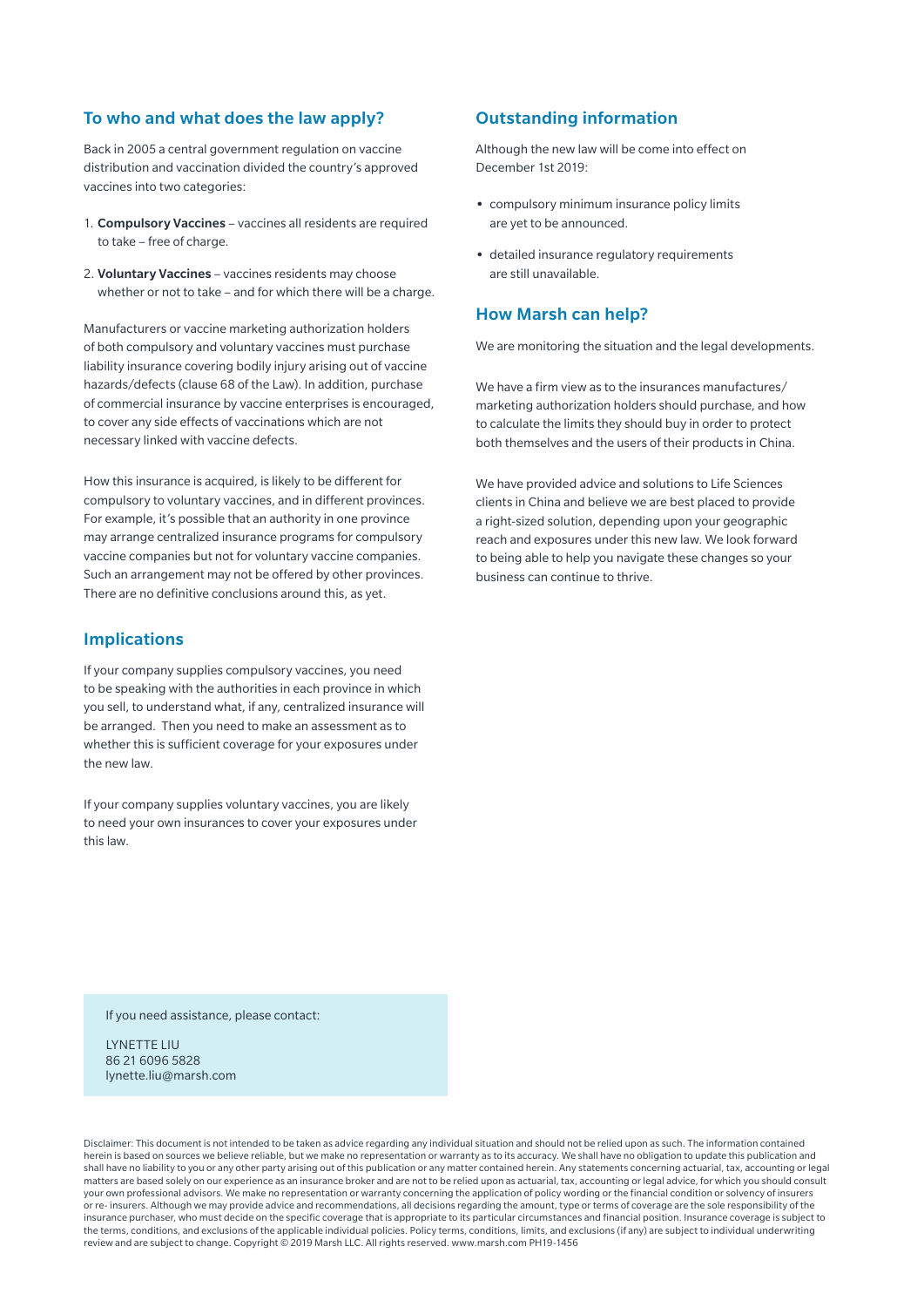## To who and what does the law apply?

Back in 2005 a central government regulation on vaccine distribution and vaccination divided the country's approved vaccines into two categories:

1. **Compulsory Vaccines** – vaccines all residents are required to take – free of charge.
2. **Voluntary Vaccines** – vaccines residents may choose whether or not to take – and for which there will be a charge.

Manufacturers or vaccine marketing authorization holders of both compulsory and voluntary vaccines must purchase liability insurance covering bodily injury arising out of vaccine hazards/defects (clause 68 of the Law). In addition, purchase of commercial insurance by vaccine enterprises is encouraged, to cover any side effects of vaccinations which are not necessary linked with vaccine defects.

How this insurance is acquired, is likely to be different for compulsory to voluntary vaccines, and in different provinces. For example, it's possible that an authority in one province may arrange centralized insurance programs for compulsory vaccine companies but not for voluntary vaccine companies. Such an arrangement may not be offered by other provinces. There are no definitive conclusions around this, as yet.

## Implications

If your company supplies compulsory vaccines, you need to be speaking with the authorities in each province in which you sell, to understand what, if any, centralized insurance will be arranged. Then you need to make an assessment as to whether this is sufficient coverage for your exposures under the new law.

If your company supplies voluntary vaccines, you are likely to need your own insurances to cover your exposures under this law.

## Outstanding information

Although the new law will be come into effect on December 1st 2019:

- compulsory minimum insurance policy limits are yet to be announced.
- detailed insurance regulatory requirements are still unavailable.

## How Marsh can help?

We are monitoring the situation and the legal developments.

We have a firm view as to the insurances manufactures/marketing authorization holders should purchase, and how to calculate the limits they should buy in order to protect both themselves and the users of their products in China.

We have provided advice and solutions to Life Sciences clients in China and believe we are best placed to provide a right-sized solution, depending upon your geographic reach and exposures under this new law. We look forward to being able to help you navigate these changes so your business can continue to thrive.

If you need assistance, please contact:

LYNETTE LIU
86 21 6096 5828
lynette.liu@marsh.com

Disclaimer: This document is not intended to be taken as advice regarding any individual situation and should not be relied upon as such. The information contained herein is based on sources we believe reliable, but we make no representation or warranty as to its accuracy. We shall have no obligation to update this publication and shall have no liability to you or any other party arising out of this publication or any matter contained herein. Any statements concerning actuarial, tax, accounting or legal matters are based solely on our experience as an insurance broker and are not to be relied upon as actuarial, tax, accounting or legal advice, for which you should consult your own professional advisors. We make no representation or warranty concerning the application of policy wording or the financial condition or solvency of insurers or re- insurers. Although we may provide advice and recommendations, all decisions regarding the amount, type or terms of coverage are the sole responsibility of the insurance purchaser, who must decide on the specific coverage that is appropriate to its particular circumstances and financial position. Insurance coverage is subject to the terms, conditions, and exclusions of the applicable individual policies. Policy terms, conditions, limits, and exclusions (if any) are subject to individual underwriting review and are subject to change. Copyright © 2019 Marsh LLC. All rights reserved. www.marsh.com PH19-1456